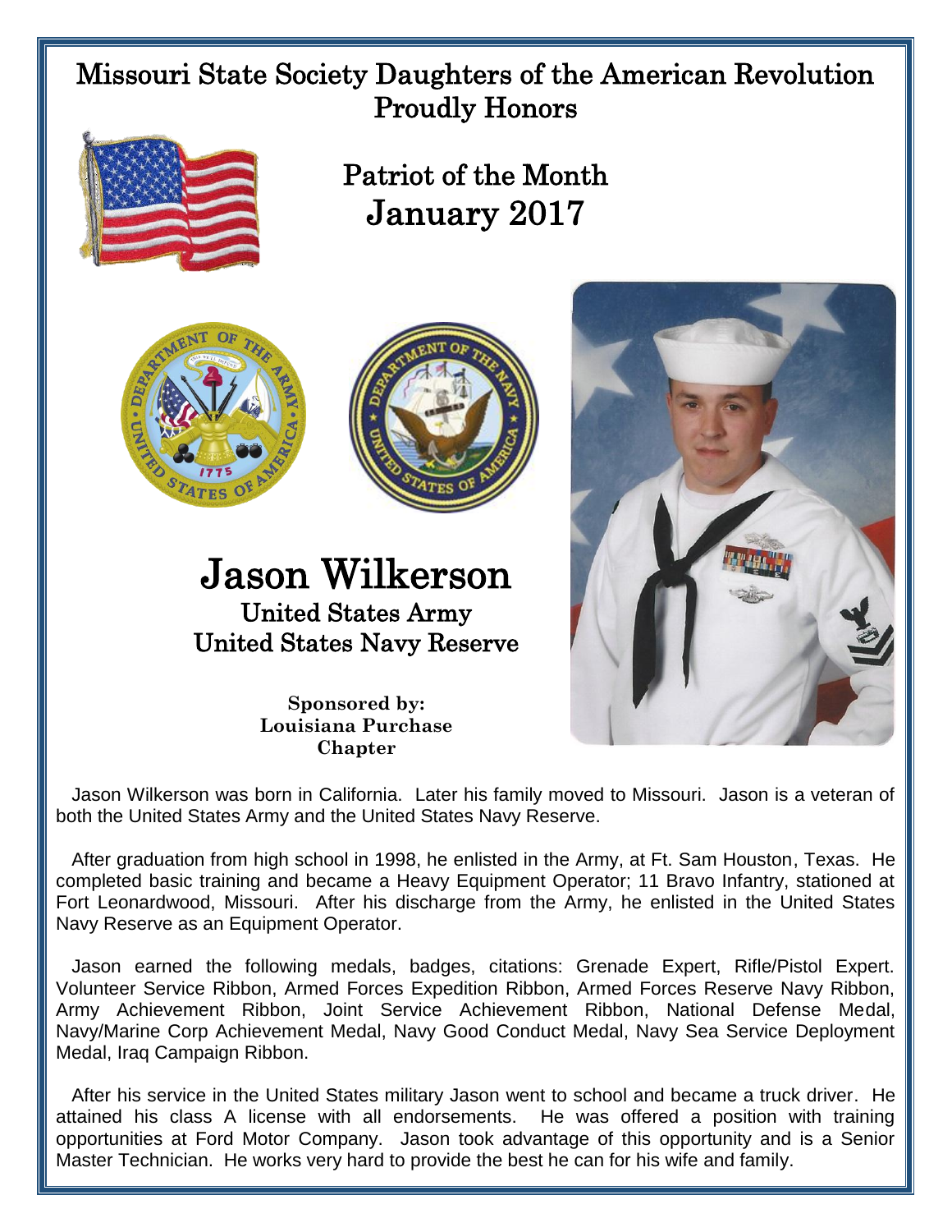# Missouri State Society Daughters of the American Revolution Proudly Honors

## Patriot of the Month
## January 2017

# Jason Wilkerson

### United States Army
### United States Navy Reserve

**Sponsored by:**
**Louisiana Purchase Chapter**

Jason Wilkerson was born in California. Later his family moved to Missouri. Jason is a veteran of both the United States Army and the United States Navy Reserve.

After graduation from high school in 1998, he enlisted in the Army, at Ft. Sam Houston, Texas. He completed basic training and became a Heavy Equipment Operator; 11 Bravo Infantry, stationed at Fort Leonardwood, Missouri. After his discharge from the Army, he enlisted in the United States Navy Reserve as an Equipment Operator.

Jason earned the following medals, badges, citations: Grenade Expert, Rifle/Pistol Expert. Volunteer Service Ribbon, Armed Forces Expedition Ribbon, Armed Forces Reserve Navy Ribbon, Army Achievement Ribbon, Joint Service Achievement Ribbon, National Defense Medal, Navy/Marine Corp Achievement Medal, Navy Good Conduct Medal, Navy Sea Service Deployment Medal, Iraq Campaign Ribbon.

After his service in the United States military Jason went to school and became a truck driver. He attained his class A license with all endorsements. He was offered a position with training opportunities at Ford Motor Company. Jason took advantage of this opportunity and is a Senior Master Technician. He works very hard to provide the best he can for his wife and family.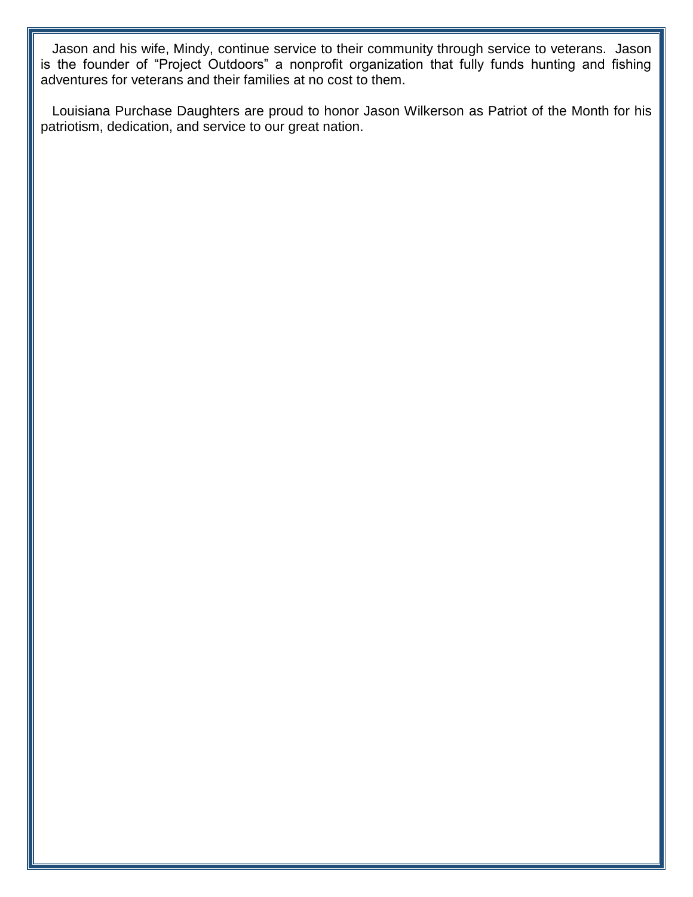Jason and his wife, Mindy, continue service to their community through service to veterans. Jason is the founder of "Project Outdoors" a nonprofit organization that fully funds hunting and fishing adventures for veterans and their families at no cost to them.

Louisiana Purchase Daughters are proud to honor Jason Wilkerson as Patriot of the Month for his patriotism, dedication, and service to our great nation.